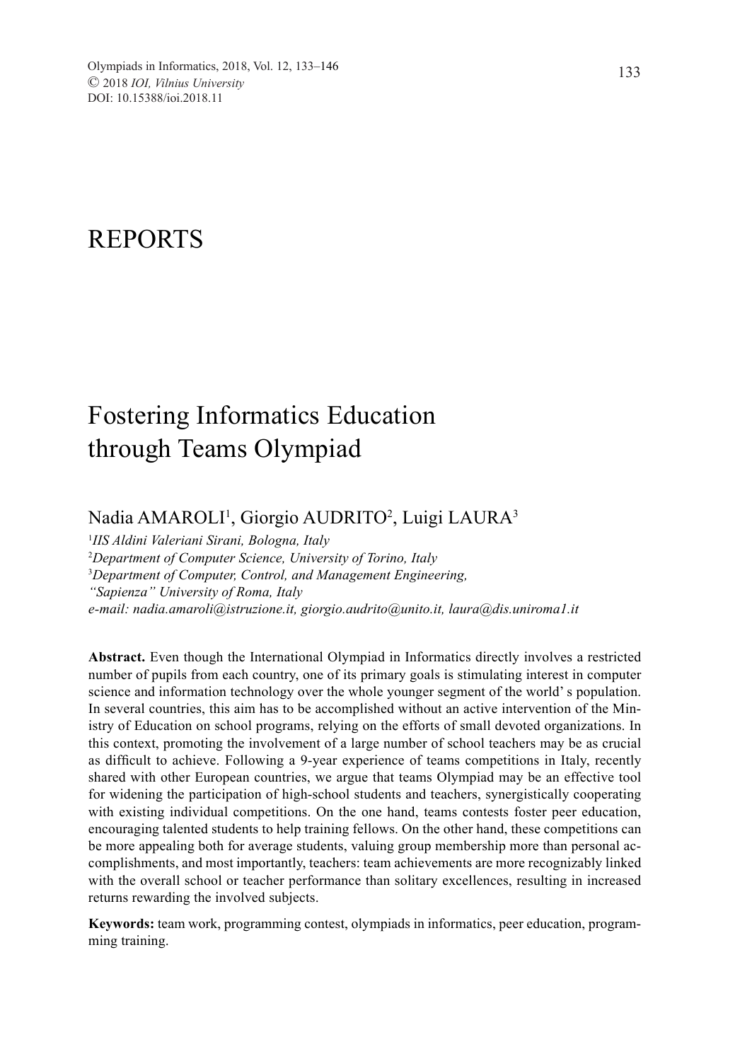# REPORTS

# Fostering Informatics Education through Teams Olympiad

Nadia AMAROLI[1], Giorgio AUDRITO[2], Luigi LAURA[3]

[1]*IIS Aldini Valeriani Sirani, Bologna, Italy*
[2]*Department of Computer Science, University of Torino, Italy*
[3]*Department of Computer, Control, and Management Engineering, "Sapienza" University of Roma, Italy*
*e-mail: nadia.amaroli@istruzione.it, giorgio.audrito@unito.it, laura@dis.uniroma1.it*

**Abstract.** Even though the International Olympiad in Informatics directly involves a restricted number of pupils from each country, one of its primary goals is stimulating interest in computer science and information technology over the whole younger segment of the world' s population. In several countries, this aim has to be accomplished without an active intervention of the Ministry of Education on school programs, relying on the efforts of small devoted organizations. In this context, promoting the involvement of a large number of school teachers may be as crucial as difficult to achieve. Following a 9-year experience of teams competitions in Italy, recently shared with other European countries, we argue that teams Olympiad may be an effective tool for widening the participation of high-school students and teachers, synergistically cooperating with existing individual competitions. On the one hand, teams contests foster peer education, encouraging talented students to help training fellows. On the other hand, these competitions can be more appealing both for average students, valuing group membership more than personal accomplishments, and most importantly, teachers: team achievements are more recognizably linked with the overall school or teacher performance than solitary excellences, resulting in increased returns rewarding the involved subjects.

**Keywords:** team work, programming contest, olympiads in informatics, peer education, programming training.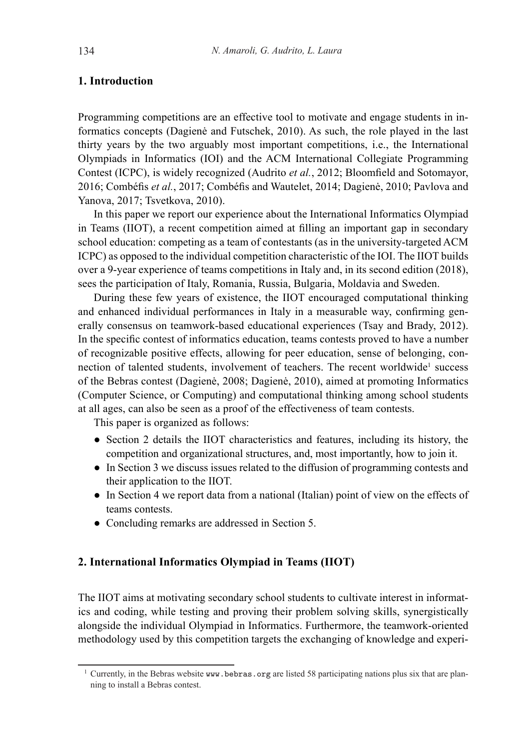## 1. Introduction

Programming competitions are an effective tool to motivate and engage students in informatics concepts (Dagienė and Futschek, 2010). As such, the role played in the last thirty years by the two arguably most important competitions, i.e., the International Olympiads in Informatics (IOI) and the ACM International Collegiate Programming Contest (ICPC), is widely recognized (Audrito *et al.*, 2012; Bloomfield and Sotomayor, 2016; Combéfis *et al.*, 2017; Combéfis and Wautelet, 2014; Dagienė, 2010; Pavlova and Yanova, 2017; Tsvetkova, 2010).

In this paper we report our experience about the International Informatics Olympiad in Teams (IIOT), a recent competition aimed at filling an important gap in secondary school education: competing as a team of contestants (as in the university-targeted ACM ICPC) as opposed to the individual competition characteristic of the IOI. The IIOT builds over a 9-year experience of teams competitions in Italy and, in its second edition (2018), sees the participation of Italy, Romania, Russia, Bulgaria, Moldavia and Sweden.

During these few years of existence, the IIOT encouraged computational thinking and enhanced individual performances in Italy in a measurable way, confirming generally consensus on teamwork-based educational experiences (Tsay and Brady, 2012). In the specific contest of informatics education, teams contests proved to have a number of recognizable positive effects, allowing for peer education, sense of belonging, connection of talented students, involvement of teachers. The recent worldwide[1] success of the Bebras contest (Dagienė, 2008; Dagienė, 2010), aimed at promoting Informatics (Computer Science, or Computing) and computational thinking among school students at all ages, can also be seen as a proof of the effectiveness of team contests.

This paper is organized as follows:

- Section 2 details the IIOT characteristics and features, including its history, the competition and organizational structures, and, most importantly, how to join it.
- In Section 3 we discuss issues related to the diffusion of programming contests and their application to the IIOT.
- In Section 4 we report data from a national (Italian) point of view on the effects of teams contests.
- Concluding remarks are addressed in Section 5.

## 2. International Informatics Olympiad in Teams (IIOT)

The IIOT aims at motivating secondary school students to cultivate interest in informatics and coding, while testing and proving their problem solving skills, synergistically alongside the individual Olympiad in Informatics. Furthermore, the teamwork-oriented methodology used by this competition targets the exchanging of knowledge and experi-

[1] Currently, in the Bebras website www.bebras.org are listed 58 participating nations plus six that are planning to install a Bebras contest.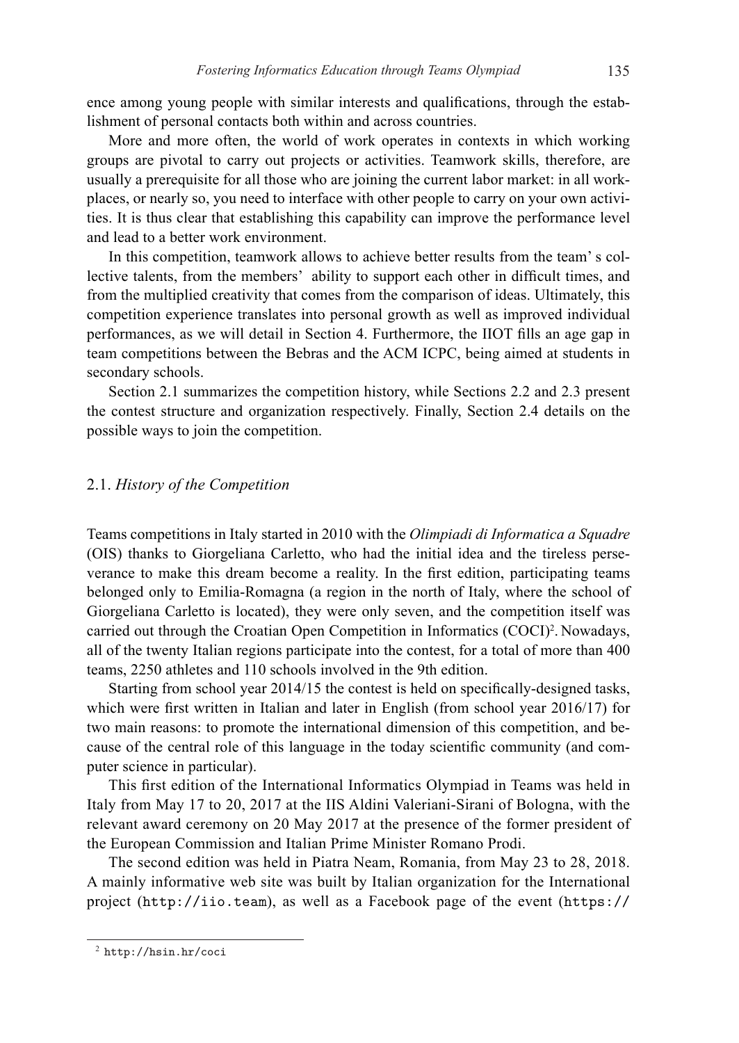ence among young people with similar interests and qualifications, through the establishment of personal contacts both within and across countries.

More and more often, the world of work operates in contexts in which working groups are pivotal to carry out projects or activities. Teamwork skills, therefore, are usually a prerequisite for all those who are joining the current labor market: in all workplaces, or nearly so, you need to interface with other people to carry on your own activities. It is thus clear that establishing this capability can improve the performance level and lead to a better work environment.

In this competition, teamwork allows to achieve better results from the team' s collective talents, from the members' ability to support each other in difficult times, and from the multiplied creativity that comes from the comparison of ideas. Ultimately, this competition experience translates into personal growth as well as improved individual performances, as we will detail in Section 4. Furthermore, the IIOT fills an age gap in team competitions between the Bebras and the ACM ICPC, being aimed at students in secondary schools.

Section 2.1 summarizes the competition history, while Sections 2.2 and 2.3 present the contest structure and organization respectively. Finally, Section 2.4 details on the possible ways to join the competition.

## 2.1. *History of the Competition*

Teams competitions in Italy started in 2010 with the *Olimpiadi di Informatica a Squadre* (OIS) thanks to Giorgeliana Carletto, who had the initial idea and the tireless perseverance to make this dream become a reality. In the first edition, participating teams belonged only to Emilia-Romagna (a region in the north of Italy, where the school of Giorgeliana Carletto is located), they were only seven, and the competition itself was carried out through the Croatian Open Competition in Informatics (COCI)[2]. Nowadays, all of the twenty Italian regions participate into the contest, for a total of more than 400 teams, 2250 athletes and 110 schools involved in the 9th edition.

Starting from school year 2014/15 the contest is held on specifically-designed tasks, which were first written in Italian and later in English (from school year 2016/17) for two main reasons: to promote the international dimension of this competition, and because of the central role of this language in the today scientific community (and computer science in particular).

This first edition of the International Informatics Olympiad in Teams was held in Italy from May 17 to 20, 2017 at the IIS Aldini Valeriani-Sirani of Bologna, with the relevant award ceremony on 20 May 2017 at the presence of the former president of the European Commission and Italian Prime Minister Romano Prodi.

The second edition was held in Piatra Neam, Romania, from May 23 to 28, 2018. A mainly informative web site was built by Italian organization for the International project (`http://iio.team`), as well as a Facebook page of the event (`https://`

[2] `http://hsin.hr/coci`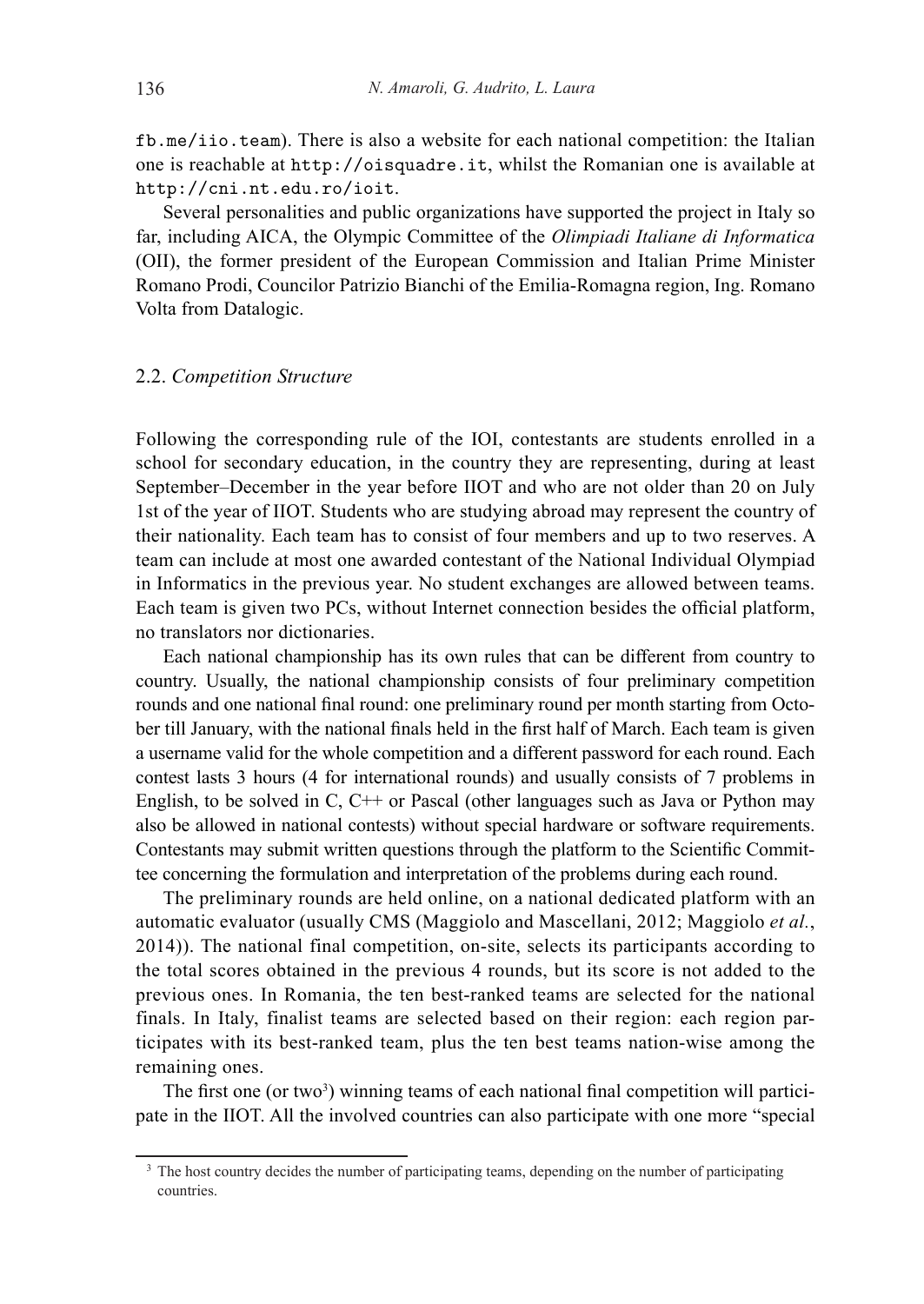fb.me/iio.team). There is also a website for each national competition: the Italian one is reachable at http://oisquadre.it, whilst the Romanian one is available at http://cni.nt.edu.ro/ioit.

Several personalities and public organizations have supported the project in Italy so far, including AICA, the Olympic Committee of the *Olimpiadi Italiane di Informatica* (OII), the former president of the European Commission and Italian Prime Minister Romano Prodi, Councilor Patrizio Bianchi of the Emilia-Romagna region, Ing. Romano Volta from Datalogic.

### 2.2. *Competition Structure*

Following the corresponding rule of the IOI, contestants are students enrolled in a school for secondary education, in the country they are representing, during at least September–December in the year before IIOT and who are not older than 20 on July 1st of the year of IIOT. Students who are studying abroad may represent the country of their nationality. Each team has to consist of four members and up to two reserves. A team can include at most one awarded contestant of the National Individual Olympiad in Informatics in the previous year. No student exchanges are allowed between teams. Each team is given two PCs, without Internet connection besides the official platform, no translators nor dictionaries.

Each national championship has its own rules that can be different from country to country. Usually, the national championship consists of four preliminary competition rounds and one national final round: one preliminary round per month starting from October till January, with the national finals held in the first half of March. Each team is given a username valid for the whole competition and a different password for each round. Each contest lasts 3 hours (4 for international rounds) and usually consists of 7 problems in English, to be solved in C, C++ or Pascal (other languages such as Java or Python may also be allowed in national contests) without special hardware or software requirements. Contestants may submit written questions through the platform to the Scientific Committee concerning the formulation and interpretation of the problems during each round.

The preliminary rounds are held online, on a national dedicated platform with an automatic evaluator (usually CMS (Maggiolo and Mascellani, 2012; Maggiolo *et al.*, 2014)). The national final competition, on-site, selects its participants according to the total scores obtained in the previous 4 rounds, but its score is not added to the previous ones. In Romania, the ten best-ranked teams are selected for the national finals. In Italy, finalist teams are selected based on their region: each region participates with its best-ranked team, plus the ten best teams nation-wise among the remaining ones.

The first one (or two[3]) winning teams of each national final competition will participate in the IIOT. All the involved countries can also participate with one more "special

[3] The host country decides the number of participating teams, depending on the number of participating countries.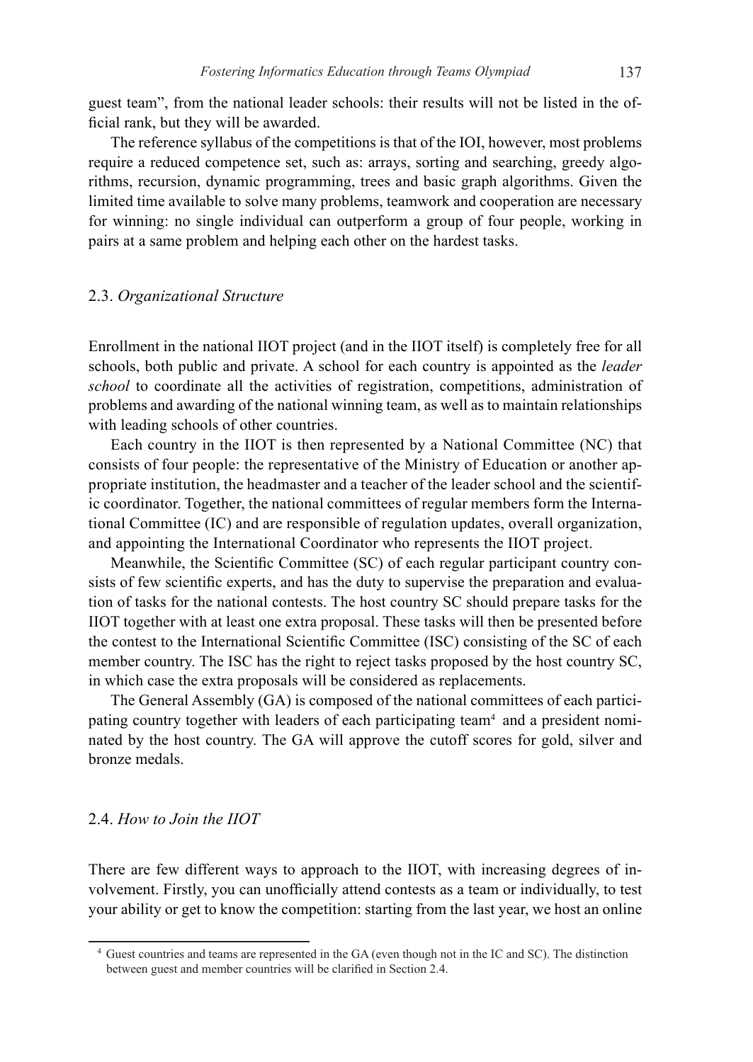guest team", from the national leader schools: their results will not be listed in the official rank, but they will be awarded.

The reference syllabus of the competitions is that of the IOI, however, most problems require a reduced competence set, such as: arrays, sorting and searching, greedy algorithms, recursion, dynamic programming, trees and basic graph algorithms. Given the limited time available to solve many problems, teamwork and cooperation are necessary for winning: no single individual can outperform a group of four people, working in pairs at a same problem and helping each other on the hardest tasks.

## 2.3. *Organizational Structure*

Enrollment in the national IIOT project (and in the IIOT itself) is completely free for all schools, both public and private. A school for each country is appointed as the *leader school* to coordinate all the activities of registration, competitions, administration of problems and awarding of the national winning team, as well as to maintain relationships with leading schools of other countries.

Each country in the IIOT is then represented by a National Committee (NC) that consists of four people: the representative of the Ministry of Education or another appropriate institution, the headmaster and a teacher of the leader school and the scientific coordinator. Together, the national committees of regular members form the International Committee (IC) and are responsible of regulation updates, overall organization, and appointing the International Coordinator who represents the IIOT project.

Meanwhile, the Scientific Committee (SC) of each regular participant country consists of few scientific experts, and has the duty to supervise the preparation and evaluation of tasks for the national contests. The host country SC should prepare tasks for the IIOT together with at least one extra proposal. These tasks will then be presented before the contest to the International Scientific Committee (ISC) consisting of the SC of each member country. The ISC has the right to reject tasks proposed by the host country SC, in which case the extra proposals will be considered as replacements.

The General Assembly (GA) is composed of the national committees of each participating country together with leaders of each participating team[4] and a president nominated by the host country. The GA will approve the cutoff scores for gold, silver and bronze medals.

## 2.4. *How to Join the IIOT*

There are few different ways to approach to the IIOT, with increasing degrees of involvement. Firstly, you can unofficially attend contests as a team or individually, to test your ability or get to know the competition: starting from the last year, we host an online

---

[4] Guest countries and teams are represented in the GA (even though not in the IC and SC). The distinction between guest and member countries will be clarified in Section 2.4.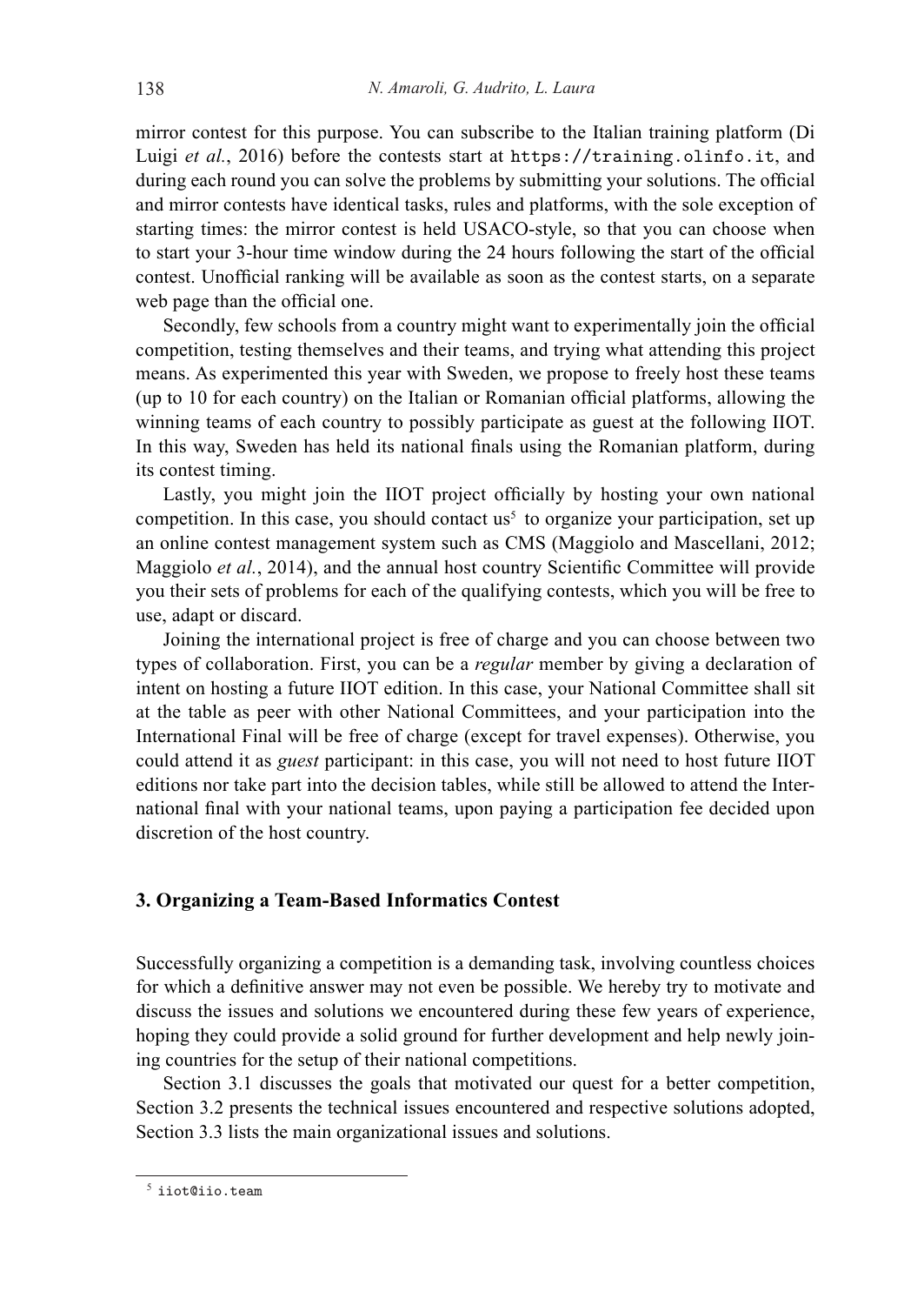mirror contest for this purpose. You can subscribe to the Italian training platform (Di Luigi *et al.*, 2016) before the contests start at `https://training.olinfo.it`, and during each round you can solve the problems by submitting your solutions. The official and mirror contests have identical tasks, rules and platforms, with the sole exception of starting times: the mirror contest is held USACO-style, so that you can choose when to start your 3-hour time window during the 24 hours following the start of the official contest. Unofficial ranking will be available as soon as the contest starts, on a separate web page than the official one.

Secondly, few schools from a country might want to experimentally join the official competition, testing themselves and their teams, and trying what attending this project means. As experimented this year with Sweden, we propose to freely host these teams (up to 10 for each country) on the Italian or Romanian official platforms, allowing the winning teams of each country to possibly participate as guest at the following IIOT. In this way, Sweden has held its national finals using the Romanian platform, during its contest timing.

Lastly, you might join the IIOT project officially by hosting your own national competition. In this case, you should contact us[5] to organize your participation, set up an online contest management system such as CMS (Maggiolo and Mascellani, 2012; Maggiolo *et al.*, 2014), and the annual host country Scientific Committee will provide you their sets of problems for each of the qualifying contests, which you will be free to use, adapt or discard.

Joining the international project is free of charge and you can choose between two types of collaboration. First, you can be a *regular* member by giving a declaration of intent on hosting a future IIOT edition. In this case, your National Committee shall sit at the table as peer with other National Committees, and your participation into the International Final will be free of charge (except for travel expenses). Otherwise, you could attend it as *guest* participant: in this case, you will not need to host future IIOT editions nor take part into the decision tables, while still be allowed to attend the International final with your national teams, upon paying a participation fee decided upon discretion of the host country.

## 3. Organizing a Team-Based Informatics Contest

Successfully organizing a competition is a demanding task, involving countless choices for which a definitive answer may not even be possible. We hereby try to motivate and discuss the issues and solutions we encountered during these few years of experience, hoping they could provide a solid ground for further development and help newly joining countries for the setup of their national competitions.

Section 3.1 discusses the goals that motivated our quest for a better competition, Section 3.2 presents the technical issues encountered and respective solutions adopted, Section 3.3 lists the main organizational issues and solutions.

[5] `iiot@iio.team`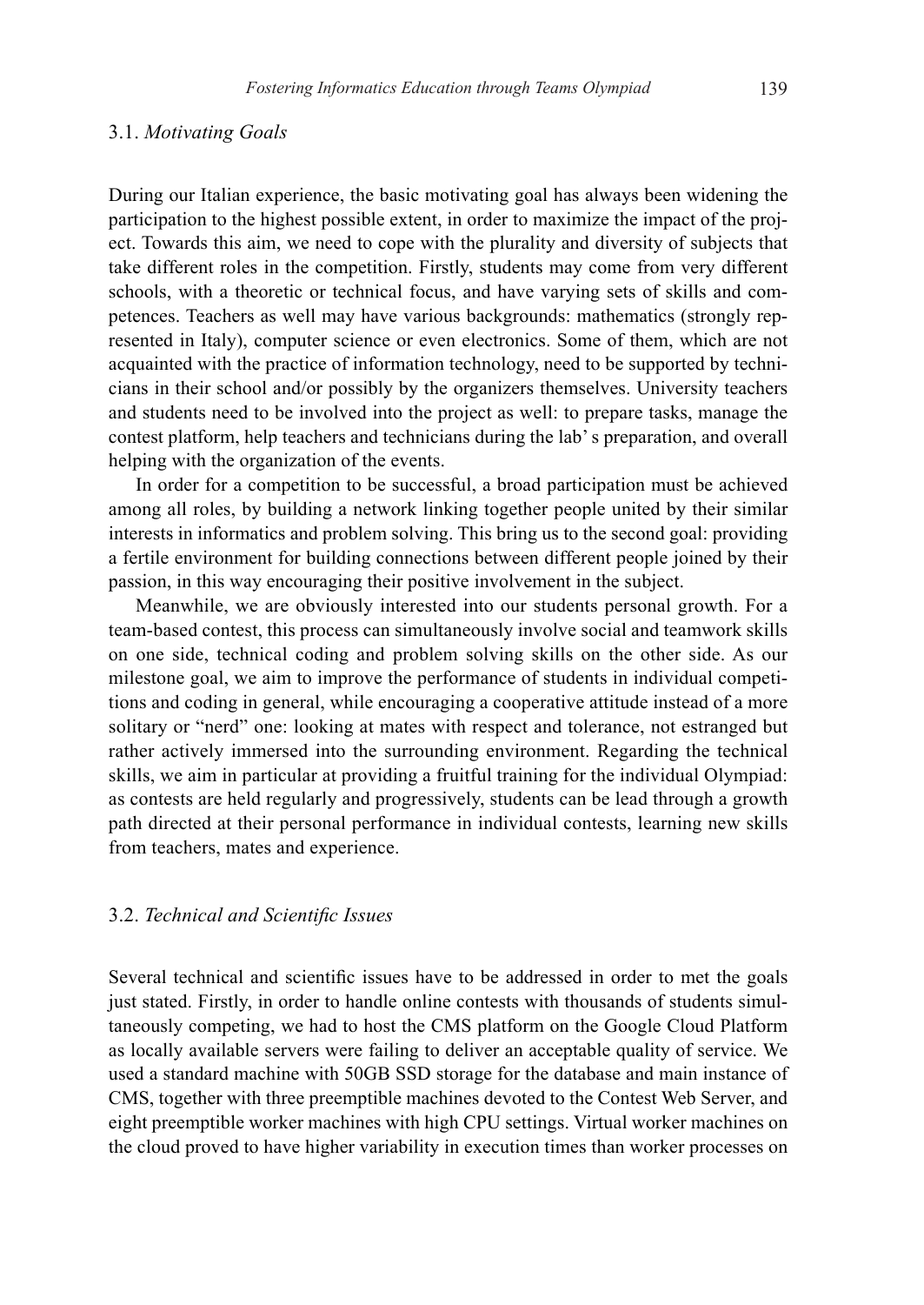### 3.1. *Motivating Goals*

During our Italian experience, the basic motivating goal has always been widening the participation to the highest possible extent, in order to maximize the impact of the project. Towards this aim, we need to cope with the plurality and diversity of subjects that take different roles in the competition. Firstly, students may come from very different schools, with a theoretic or technical focus, and have varying sets of skills and competences. Teachers as well may have various backgrounds: mathematics (strongly represented in Italy), computer science or even electronics. Some of them, which are not acquainted with the practice of information technology, need to be supported by technicians in their school and/or possibly by the organizers themselves. University teachers and students need to be involved into the project as well: to prepare tasks, manage the contest platform, help teachers and technicians during the lab' s preparation, and overall helping with the organization of the events.

In order for a competition to be successful, a broad participation must be achieved among all roles, by building a network linking together people united by their similar interests in informatics and problem solving. This bring us to the second goal: providing a fertile environment for building connections between different people joined by their passion, in this way encouraging their positive involvement in the subject.

Meanwhile, we are obviously interested into our students personal growth. For a team-based contest, this process can simultaneously involve social and teamwork skills on one side, technical coding and problem solving skills on the other side. As our milestone goal, we aim to improve the performance of students in individual competitions and coding in general, while encouraging a cooperative attitude instead of a more solitary or "nerd" one: looking at mates with respect and tolerance, not estranged but rather actively immersed into the surrounding environment. Regarding the technical skills, we aim in particular at providing a fruitful training for the individual Olympiad: as contests are held regularly and progressively, students can be lead through a growth path directed at their personal performance in individual contests, learning new skills from teachers, mates and experience.

### 3.2. *Technical and Scientific Issues*

Several technical and scientific issues have to be addressed in order to met the goals just stated. Firstly, in order to handle online contests with thousands of students simultaneously competing, we had to host the CMS platform on the Google Cloud Platform as locally available servers were failing to deliver an acceptable quality of service. We used a standard machine with 50GB SSD storage for the database and main instance of CMS, together with three preemptible machines devoted to the Contest Web Server, and eight preemptible worker machines with high CPU settings. Virtual worker machines on the cloud proved to have higher variability in execution times than worker processes on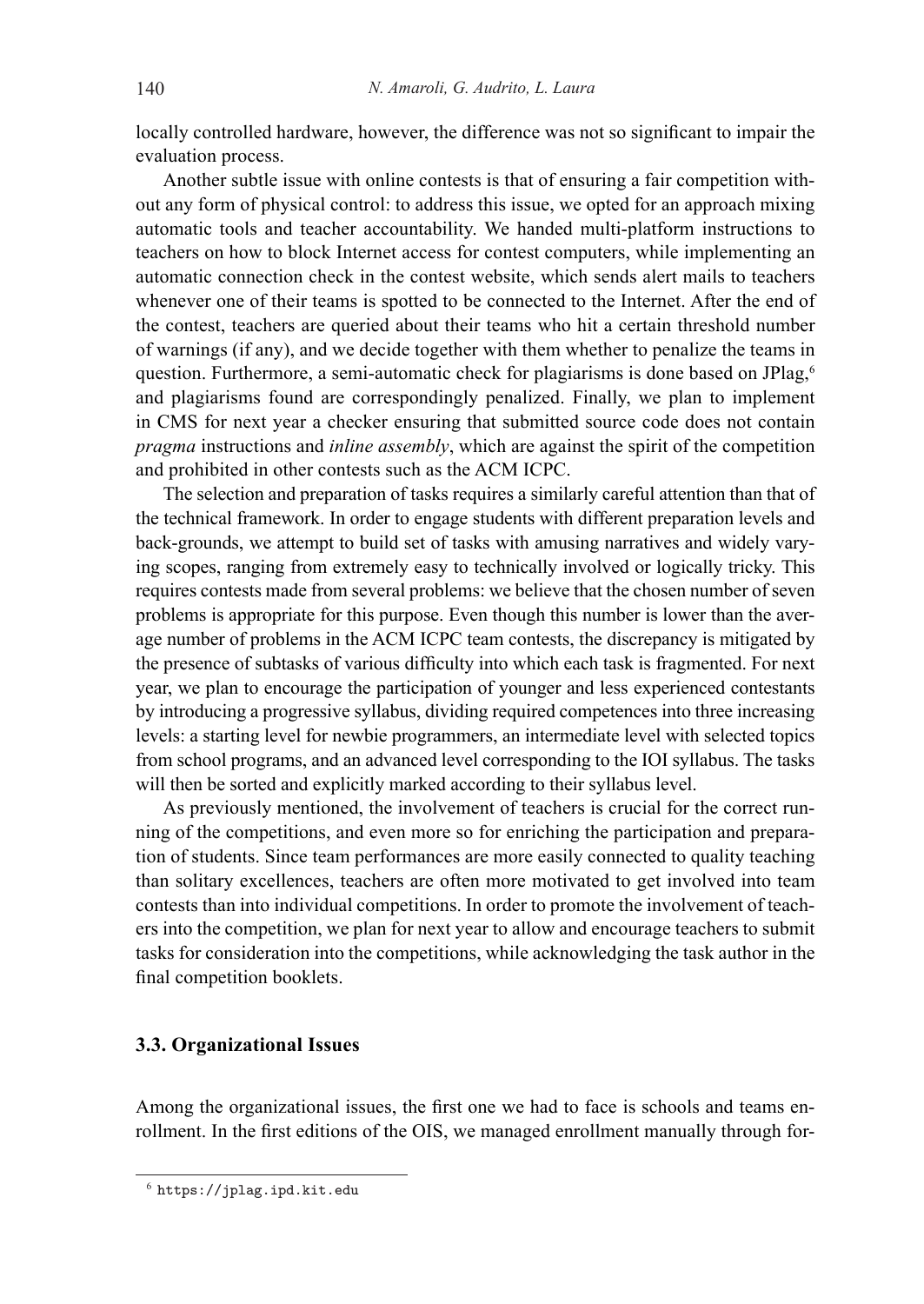locally controlled hardware, however, the difference was not so significant to impair the evaluation process.

Another subtle issue with online contests is that of ensuring a fair competition without any form of physical control: to address this issue, we opted for an approach mixing automatic tools and teacher accountability. We handed multi-platform instructions to teachers on how to block Internet access for contest computers, while implementing an automatic connection check in the contest website, which sends alert mails to teachers whenever one of their teams is spotted to be connected to the Internet. After the end of the contest, teachers are queried about their teams who hit a certain threshold number of warnings (if any), and we decide together with them whether to penalize the teams in question. Furthermore, a semi-automatic check for plagiarisms is done based on JPlag,[6] and plagiarisms found are correspondingly penalized. Finally, we plan to implement in CMS for next year a checker ensuring that submitted source code does not contain *pragma* instructions and *inline assembly*, which are against the spirit of the competition and prohibited in other contests such as the ACM ICPC.

The selection and preparation of tasks requires a similarly careful attention than that of the technical framework. In order to engage students with different preparation levels and back-grounds, we attempt to build set of tasks with amusing narratives and widely varying scopes, ranging from extremely easy to technically involved or logically tricky. This requires contests made from several problems: we believe that the chosen number of seven problems is appropriate for this purpose. Even though this number is lower than the average number of problems in the ACM ICPC team contests, the discrepancy is mitigated by the presence of subtasks of various difficulty into which each task is fragmented. For next year, we plan to encourage the participation of younger and less experienced contestants by introducing a progressive syllabus, dividing required competences into three increasing levels: a starting level for newbie programmers, an intermediate level with selected topics from school programs, and an advanced level corresponding to the IOI syllabus. The tasks will then be sorted and explicitly marked according to their syllabus level.

As previously mentioned, the involvement of teachers is crucial for the correct running of the competitions, and even more so for enriching the participation and preparation of students. Since team performances are more easily connected to quality teaching than solitary excellences, teachers are often more motivated to get involved into team contests than into individual competitions. In order to promote the involvement of teachers into the competition, we plan for next year to allow and encourage teachers to submit tasks for consideration into the competitions, while acknowledging the task author in the final competition booklets.

### 3.3. Organizational Issues

Among the organizational issues, the first one we had to face is schools and teams enrollment. In the first editions of the OIS, we managed enrollment manually through for-

[6] https://jplag.ipd.kit.edu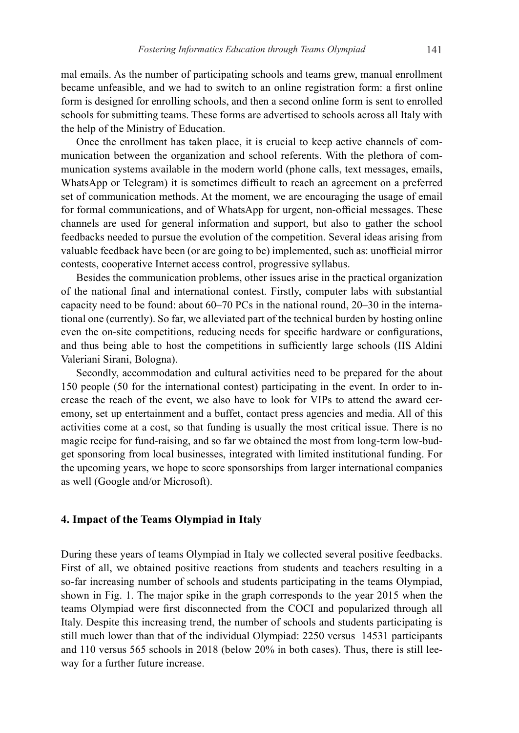mal emails. As the number of participating schools and teams grew, manual enrollment became unfeasible, and we had to switch to an online registration form: a first online form is designed for enrolling schools, and then a second online form is sent to enrolled schools for submitting teams. These forms are advertised to schools across all Italy with the help of the Ministry of Education.

Once the enrollment has taken place, it is crucial to keep active channels of communication between the organization and school referents. With the plethora of communication systems available in the modern world (phone calls, text messages, emails, WhatsApp or Telegram) it is sometimes difficult to reach an agreement on a preferred set of communication methods. At the moment, we are encouraging the usage of email for formal communications, and of WhatsApp for urgent, non-official messages. These channels are used for general information and support, but also to gather the school feedbacks needed to pursue the evolution of the competition. Several ideas arising from valuable feedback have been (or are going to be) implemented, such as: unofficial mirror contests, cooperative Internet access control, progressive syllabus.

Besides the communication problems, other issues arise in the practical organization of the national final and international contest. Firstly, computer labs with substantial capacity need to be found: about 60–70 PCs in the national round, 20–30 in the international one (currently). So far, we alleviated part of the technical burden by hosting online even the on-site competitions, reducing needs for specific hardware or configurations, and thus being able to host the competitions in sufficiently large schools (IIS Aldini Valeriani Sirani, Bologna).

Secondly, accommodation and cultural activities need to be prepared for the about 150 people (50 for the international contest) participating in the event. In order to increase the reach of the event, we also have to look for VIPs to attend the award ceremony, set up entertainment and a buffet, contact press agencies and media. All of this activities come at a cost, so that funding is usually the most critical issue. There is no magic recipe for fund-raising, and so far we obtained the most from long-term low-budget sponsoring from local businesses, integrated with limited institutional funding. For the upcoming years, we hope to score sponsorships from larger international companies as well (Google and/or Microsoft).

## 4. Impact of the Teams Olympiad in Italy

During these years of teams Olympiad in Italy we collected several positive feedbacks. First of all, we obtained positive reactions from students and teachers resulting in a so-far increasing number of schools and students participating in the teams Olympiad, shown in Fig. 1. The major spike in the graph corresponds to the year 2015 when the teams Olympiad were first disconnected from the COCI and popularized through all Italy. Despite this increasing trend, the number of schools and students participating is still much lower than that of the individual Olympiad: 2250 versus 14531 participants and 110 versus 565 schools in 2018 (below 20% in both cases). Thus, there is still leeway for a further future increase.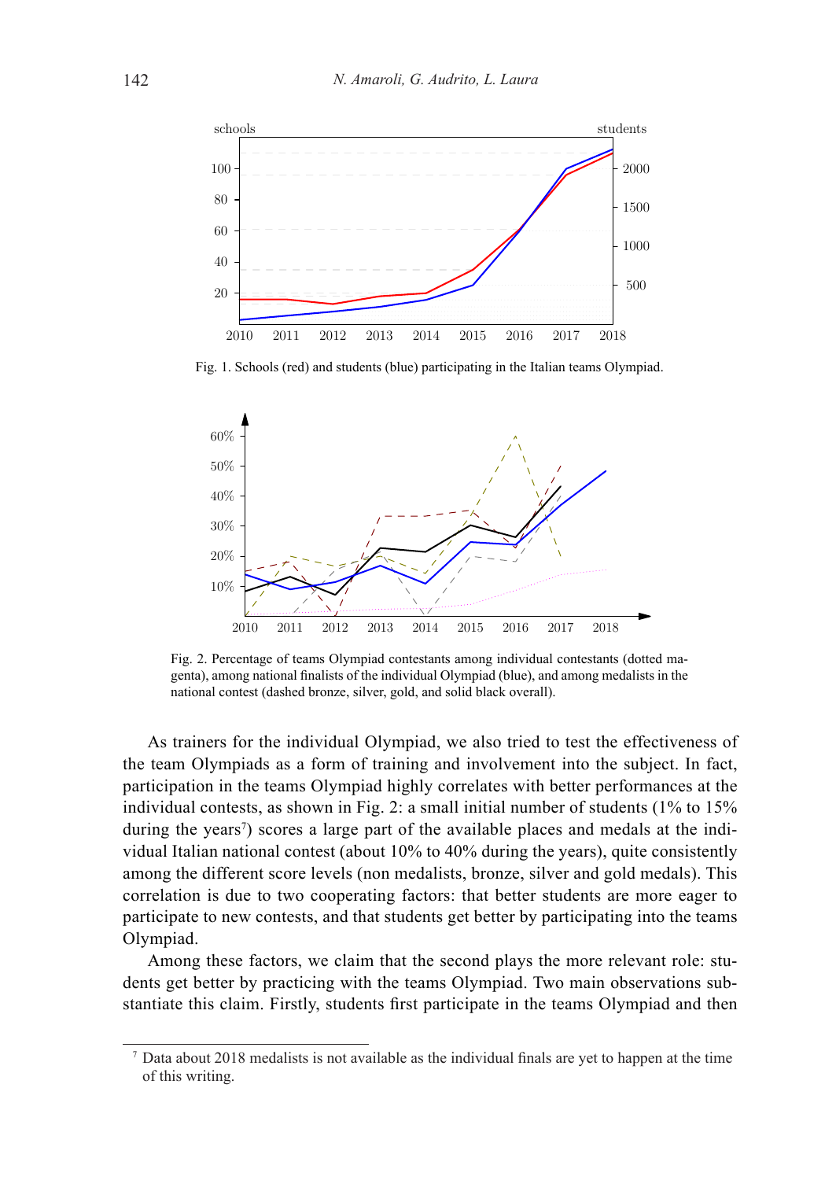Fig. 1. Schools (red) and students (blue) participating in the Italian teams Olympiad.

Fig. 2. Percentage of teams Olympiad contestants among individual contestants (dotted magenta), among national finalists of the individual Olympiad (blue), and among medalists in the national contest (dashed bronze, silver, gold, and solid black overall).

As trainers for the individual Olympiad, we also tried to test the effectiveness of the team Olympiads as a form of training and involvement into the subject. In fact, participation in the teams Olympiad highly correlates with better performances at the individual contests, as shown in Fig. 2: a small initial number of students (1% to 15% during the years[7]) scores a large part of the available places and medals at the individual Italian national contest (about 10% to 40% during the years), quite consistently among the different score levels (non medalists, bronze, silver and gold medals). This correlation is due to two cooperating factors: that better students are more eager to participate to new contests, and that students get better by participating into the teams Olympiad.

Among these factors, we claim that the second plays the more relevant role: students get better by practicing with the teams Olympiad. Two main observations substantiate this claim. Firstly, students first participate in the teams Olympiad and then

[7] Data about 2018 medalists is not available as the individual finals are yet to happen at the time of this writing.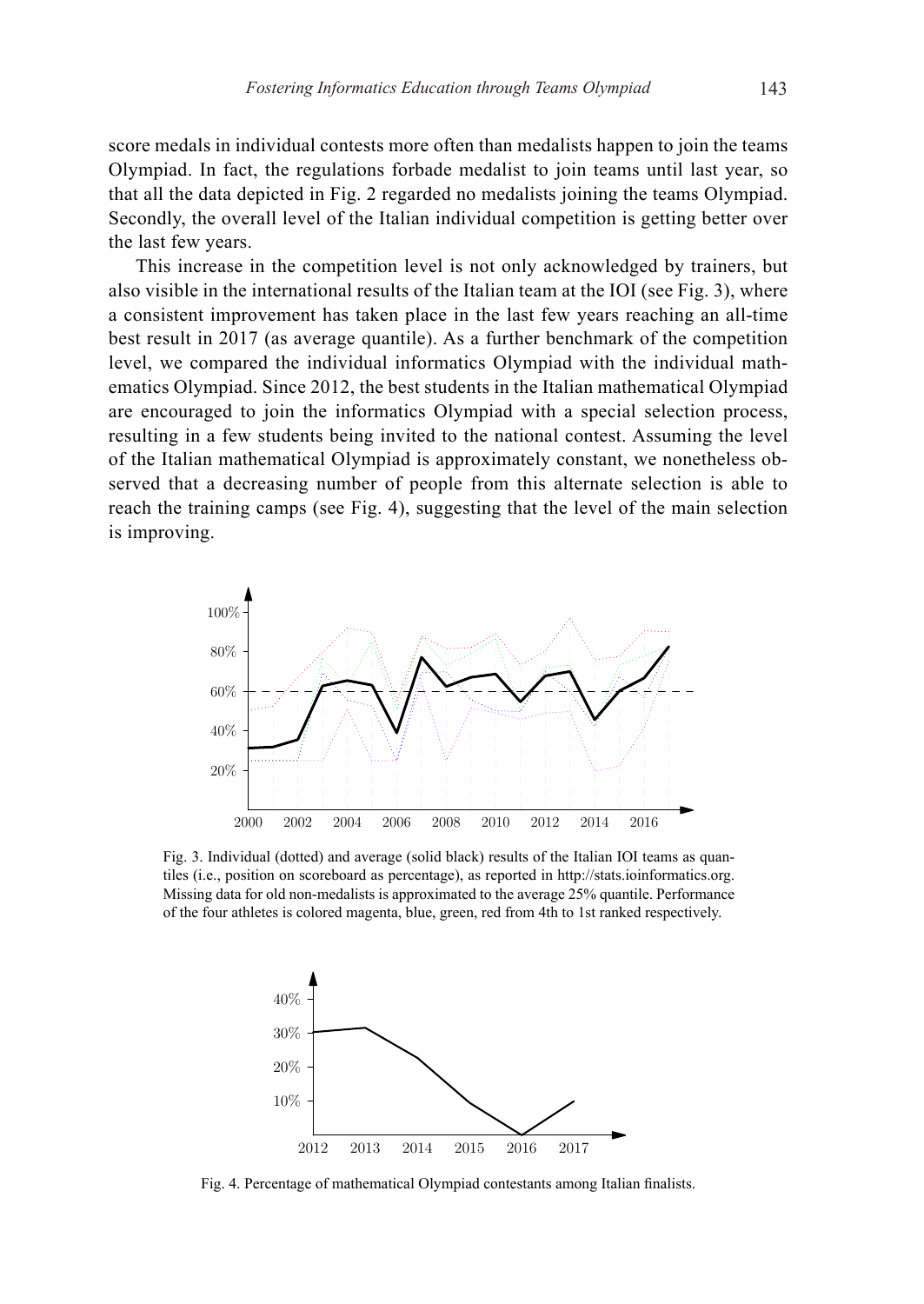score medals in individual contests more often than medalists happen to join the teams Olympiad. In fact, the regulations forbade medalist to join teams until last year, so that all the data depicted in Fig. 2 regarded no medalists joining the teams Olympiad. Secondly, the overall level of the Italian individual competition is getting better over the last few years.

This increase in the competition level is not only acknowledged by trainers, but also visible in the international results of the Italian team at the IOI (see Fig. 3), where a consistent improvement has taken place in the last few years reaching an all-time best result in 2017 (as average quantile). As a further benchmark of the competition level, we compared the individual informatics Olympiad with the individual mathematics Olympiad. Since 2012, the best students in the Italian mathematical Olympiad are encouraged to join the informatics Olympiad with a special selection process, resulting in a few students being invited to the national contest. Assuming the level of the Italian mathematical Olympiad is approximately constant, we nonetheless observed that a decreasing number of people from this alternate selection is able to reach the training camps (see Fig. 4), suggesting that the level of the main selection is improving.

Fig. 3. Individual (dotted) and average (solid black) results of the Italian IOI teams as quantiles (i.e., position on scoreboard as percentage), as reported in http://stats.ioinformatics.org. Missing data for old non-medalists is approximated to the average 25% quantile. Performance of the four athletes is colored magenta, blue, green, red from 4th to 1st ranked respectively.

Fig. 4. Percentage of mathematical Olympiad contestants among Italian finalists.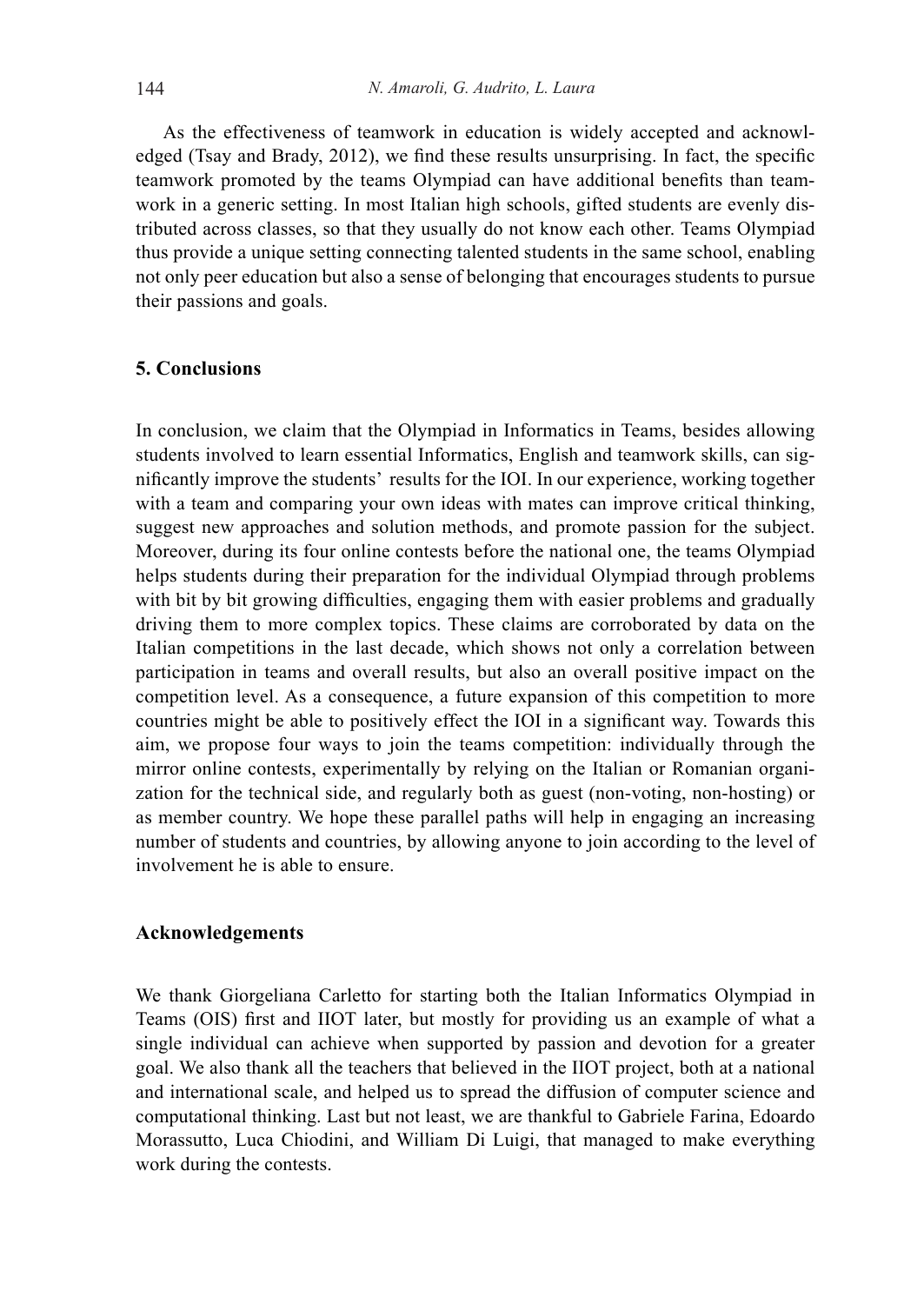As the effectiveness of teamwork in education is widely accepted and acknowledged (Tsay and Brady, 2012), we find these results unsurprising. In fact, the specific teamwork promoted by the teams Olympiad can have additional benefits than teamwork in a generic setting. In most Italian high schools, gifted students are evenly distributed across classes, so that they usually do not know each other. Teams Olympiad thus provide a unique setting connecting talented students in the same school, enabling not only peer education but also a sense of belonging that encourages students to pursue their passions and goals.

## 5. Conclusions

In conclusion, we claim that the Olympiad in Informatics in Teams, besides allowing students involved to learn essential Informatics, English and teamwork skills, can significantly improve the students' results for the IOI. In our experience, working together with a team and comparing your own ideas with mates can improve critical thinking, suggest new approaches and solution methods, and promote passion for the subject. Moreover, during its four online contests before the national one, the teams Olympiad helps students during their preparation for the individual Olympiad through problems with bit by bit growing difficulties, engaging them with easier problems and gradually driving them to more complex topics. These claims are corroborated by data on the Italian competitions in the last decade, which shows not only a correlation between participation in teams and overall results, but also an overall positive impact on the competition level. As a consequence, a future expansion of this competition to more countries might be able to positively effect the IOI in a significant way. Towards this aim, we propose four ways to join the teams competition: individually through the mirror online contests, experimentally by relying on the Italian or Romanian organization for the technical side, and regularly both as guest (non-voting, non-hosting) or as member country. We hope these parallel paths will help in engaging an increasing number of students and countries, by allowing anyone to join according to the level of involvement he is able to ensure.

## Acknowledgements

We thank Giorgeliana Carletto for starting both the Italian Informatics Olympiad in Teams (OIS) first and IIOT later, but mostly for providing us an example of what a single individual can achieve when supported by passion and devotion for a greater goal. We also thank all the teachers that believed in the IIOT project, both at a national and international scale, and helped us to spread the diffusion of computer science and computational thinking. Last but not least, we are thankful to Gabriele Farina, Edoardo Morassutto, Luca Chiodini, and William Di Luigi, that managed to make everything work during the contests.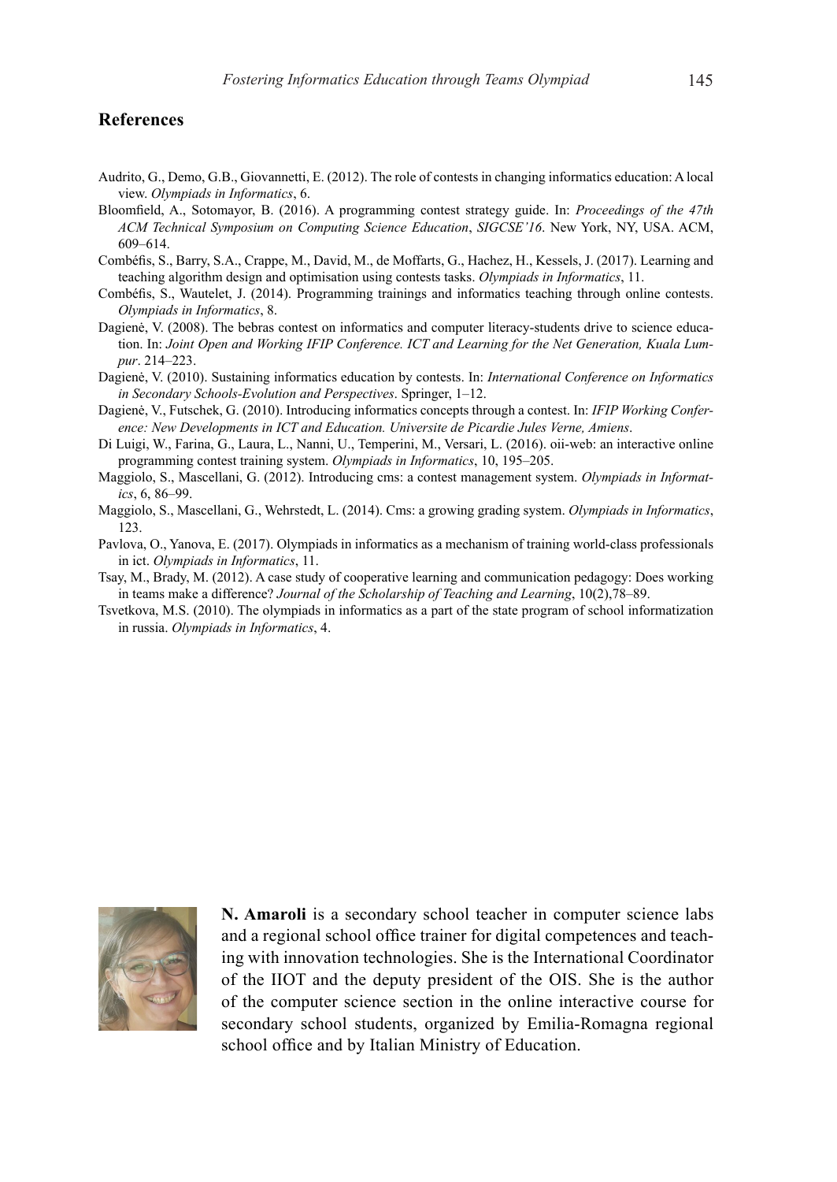## References

Audrito, G., Demo, G.B., Giovannetti, E. (2012). The role of contests in changing informatics education: A local view. *Olympiads in Informatics*, 6.

Bloomfield, A., Sotomayor, B. (2016). A programming contest strategy guide. In: *Proceedings of the 47th ACM Technical Symposium on Computing Science Education*, *SIGCSE'16*. New York, NY, USA. ACM, 609–614.

Combéfis, S., Barry, S.A., Crappe, M., David, M., de Moffarts, G., Hachez, H., Kessels, J. (2017). Learning and teaching algorithm design and optimisation using contests tasks. *Olympiads in Informatics*, 11.

Combéfis, S., Wautelet, J. (2014). Programming trainings and informatics teaching through online contests. *Olympiads in Informatics*, 8.

Dagienė, V. (2008). The bebras contest on informatics and computer literacy-students drive to science education. In: *Joint Open and Working IFIP Conference. ICT and Learning for the Net Generation, Kuala Lumpur*. 214–223.

Dagienė, V. (2010). Sustaining informatics education by contests. In: *International Conference on Informatics in Secondary Schools-Evolution and Perspectives*. Springer, 1–12.

Dagienė, V., Futschek, G. (2010). Introducing informatics concepts through a contest. In: *IFIP Working Conference: New Developments in ICT and Education. Universite de Picardie Jules Verne, Amiens*.

Di Luigi, W., Farina, G., Laura, L., Nanni, U., Temperini, M., Versari, L. (2016). oii-web: an interactive online programming contest training system. *Olympiads in Informatics*, 10, 195–205.

Maggiolo, S., Mascellani, G. (2012). Introducing cms: a contest management system. *Olympiads in Informatics*, 6, 86–99.

Maggiolo, S., Mascellani, G., Wehrstedt, L. (2014). Cms: a growing grading system. *Olympiads in Informatics*, 123.

Pavlova, O., Yanova, E. (2017). Olympiads in informatics as a mechanism of training world-class professionals in ict. *Olympiads in Informatics*, 11.

Tsay, M., Brady, M. (2012). A case study of cooperative learning and communication pedagogy: Does working in teams make a difference? *Journal of the Scholarship of Teaching and Learning*, 10(2),78–89.

Tsvetkova, M.S. (2010). The olympiads in informatics as a part of the state program of school informatization in russia. *Olympiads in Informatics*, 4.

**N. Amaroli** is a secondary school teacher in computer science labs and a regional school office trainer for digital competences and teaching with innovation technologies. She is the International Coordinator of the IIOT and the deputy president of the OIS. She is the author of the computer science section in the online interactive course for secondary school students, organized by Emilia-Romagna regional school office and by Italian Ministry of Education.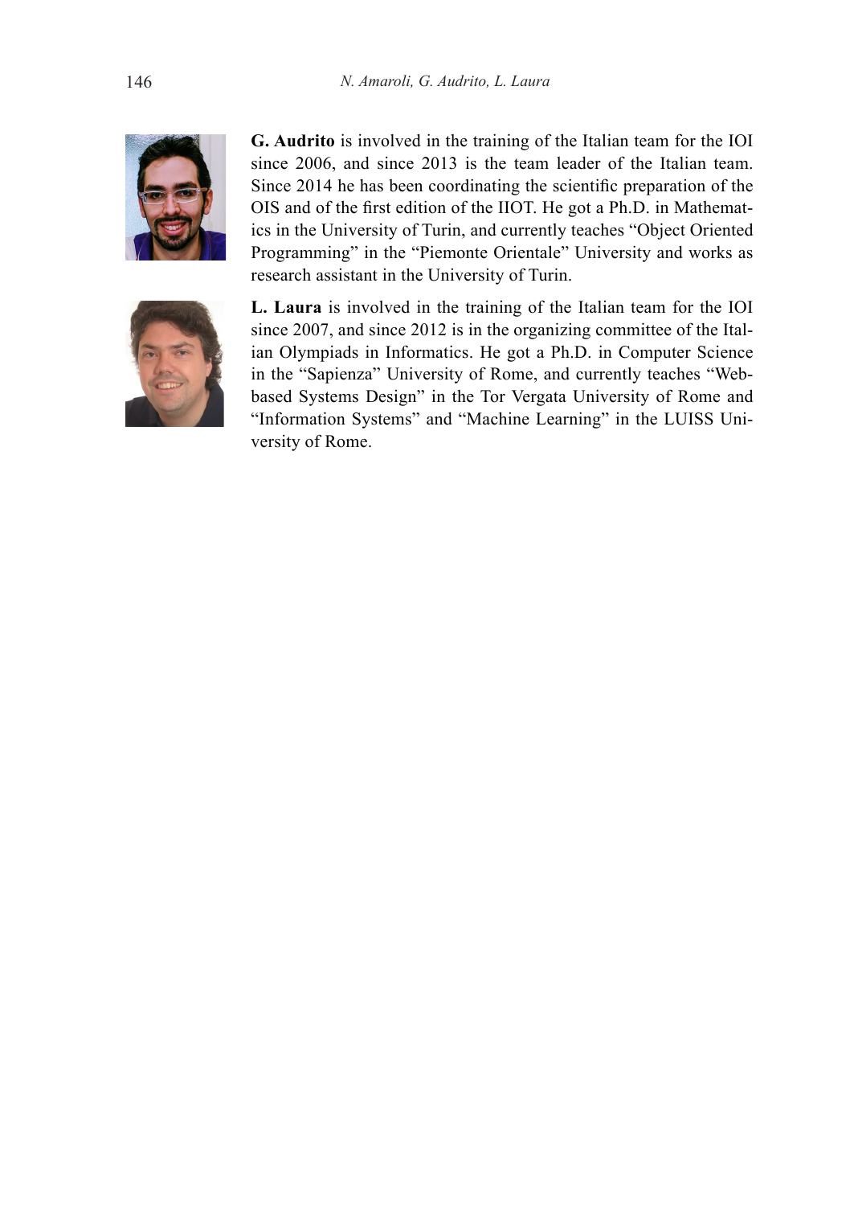**G. Audrito** is involved in the training of the Italian team for the IOI since 2006, and since 2013 is the team leader of the Italian team. Since 2014 he has been coordinating the scientific preparation of the OIS and of the first edition of the IIOT. He got a Ph.D. in Mathematics in the University of Turin, and currently teaches "Object Oriented Programming" in the "Piemonte Orientale" University and works as research assistant in the University of Turin.

**L. Laura** is involved in the training of the Italian team for the IOI since 2007, and since 2012 is in the organizing committee of the Italian Olympiads in Informatics. He got a Ph.D. in Computer Science in the "Sapienza" University of Rome, and currently teaches "Web-based Systems Design" in the Tor Vergata University of Rome and "Information Systems" and "Machine Learning" in the LUISS University of Rome.